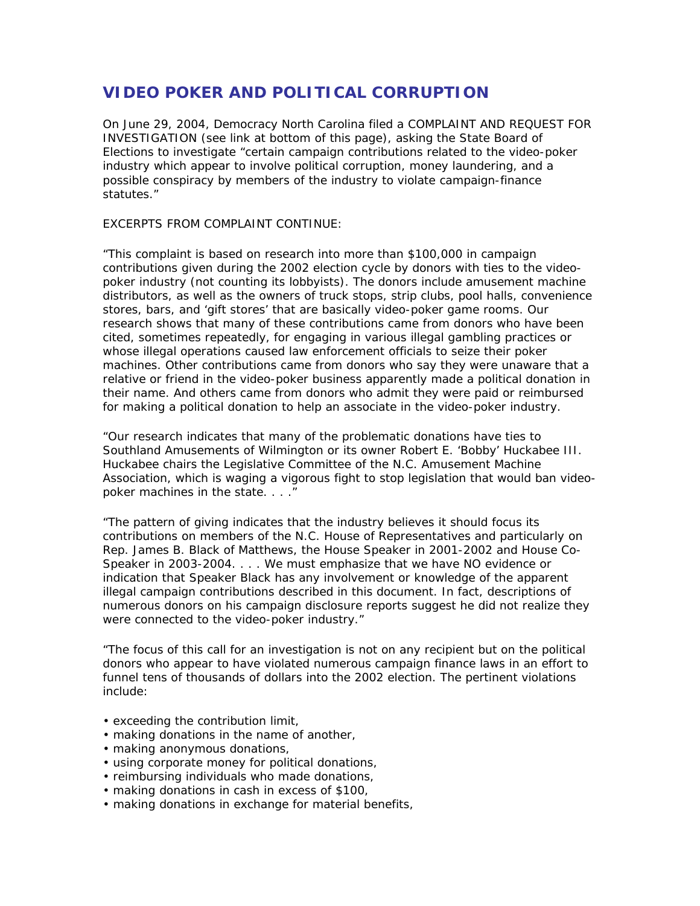# VIDEO POKER AND POLITICAL CORRUPTION

On June 29, 2004, Democracy North Carolina filed a COMPLAINT AND REQUEST FOR INVESTIGATION (see link at bottom of this page), asking the State Board of Elections to investigate "certain campaign contributions related to the video-poker industry which appear to involve political corruption, money laundering, and a possible conspiracy by members of the industry to violate campaign-finance statutes."

EXCERPTS FROM COMPLAINT CONTINUE:

"This complaint is based on research into more than $100,000 in campaign contributions given during the 2002 election cycle by donors with ties to the video-poker industry (not counting its lobbyists). The donors include amusement machine distributors, as well as the owners of truck stops, strip clubs, pool halls, convenience stores, bars, and 'gift stores' that are basically video-poker game rooms. Our research shows that many of these contributions came from donors who have been cited, sometimes repeatedly, for engaging in various illegal gambling practices or whose illegal operations caused law enforcement officials to seize their poker machines. Other contributions came from donors who say they were unaware that a relative or friend in the video-poker business apparently made a political donation in their name. And others came from donors who admit they were paid or reimbursed for making a political donation to help an associate in the video-poker industry.

"Our research indicates that many of the problematic donations have ties to Southland Amusements of Wilmington or its owner Robert E. 'Bobby' Huckabee III. Huckabee chairs the Legislative Committee of the N.C. Amusement Machine Association, which is waging a vigorous fight to stop legislation that would ban video-poker machines in the state. . . ."

"The pattern of giving indicates that the industry believes it should focus its contributions on members of the N.C. House of Representatives and particularly on Rep. James B. Black of Matthews, the House Speaker in 2001-2002 and House Co-Speaker in 2003-2004. . . . We must emphasize that we have NO evidence or indication that Speaker Black has any involvement or knowledge of the apparent illegal campaign contributions described in this document. In fact, descriptions of numerous donors on his campaign disclosure reports suggest he did not realize they were connected to the video-poker industry."

"The focus of this call for an investigation is not on any recipient but on the political donors who appear to have violated numerous campaign finance laws in an effort to funnel tens of thousands of dollars into the 2002 election. The pertinent violations include:

- exceeding the contribution limit,
- making donations in the name of another,
- making anonymous donations,
- using corporate money for political donations,
- reimbursing individuals who made donations,
- making donations in cash in excess of $100,
- making donations in exchange for material benefits,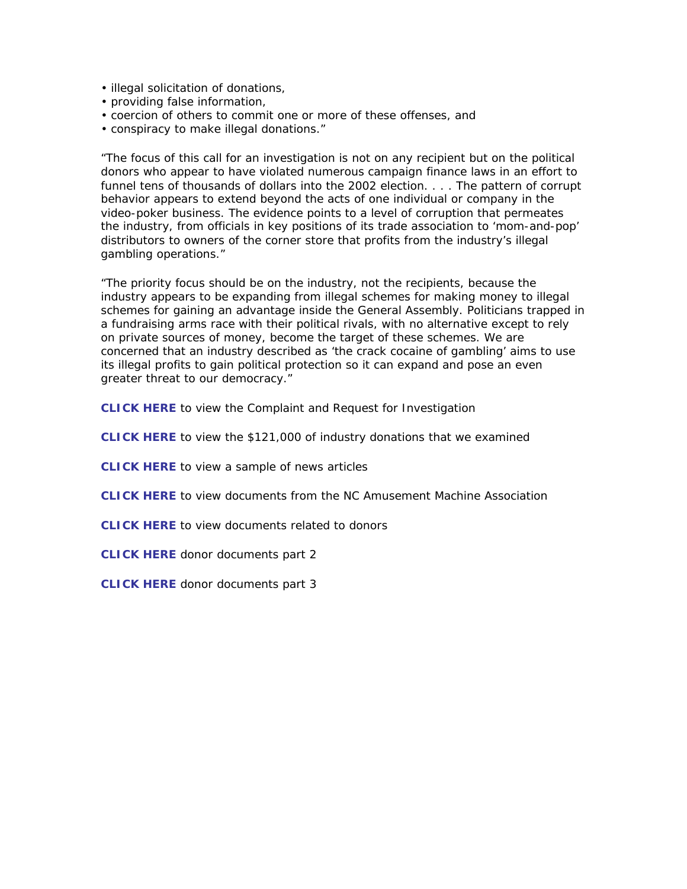- illegal solicitation of donations,
- providing false information,
- coercion of others to commit one or more of these offenses, and
- conspiracy to make illegal donations."

"The focus of this call for an investigation is not on any recipient but on the political donors who appear to have violated numerous campaign finance laws in an effort to funnel tens of thousands of dollars into the 2002 election. . . . The pattern of corrupt behavior appears to extend beyond the acts of one individual or company in the video-poker business. The evidence points to a level of corruption that permeates the industry, from officials in key positions of its trade association to 'mom-and-pop' distributors to owners of the corner store that profits from the industry's illegal gambling operations."

"The priority focus should be on the industry, not the recipients, because the industry appears to be expanding from illegal schemes for making money to illegal schemes for gaining an advantage inside the General Assembly. Politicians trapped in a fundraising arms race with their political rivals, with no alternative except to rely on private sources of money, become the target of these schemes. We are concerned that an industry described as 'the crack cocaine of gambling' aims to use its illegal profits to gain political protection so it can expand and pose an even greater threat to our democracy."

**CLICK HERE** to view the Complaint and Request for Investigation

**CLICK HERE** to view the $121,000 of industry donations that we examined

**CLICK HERE** to view a sample of news articles

**CLICK HERE** to view documents from the NC Amusement Machine Association

**CLICK HERE** to view documents related to donors

**CLICK HERE** donor documents part 2

**CLICK HERE** donor documents part 3